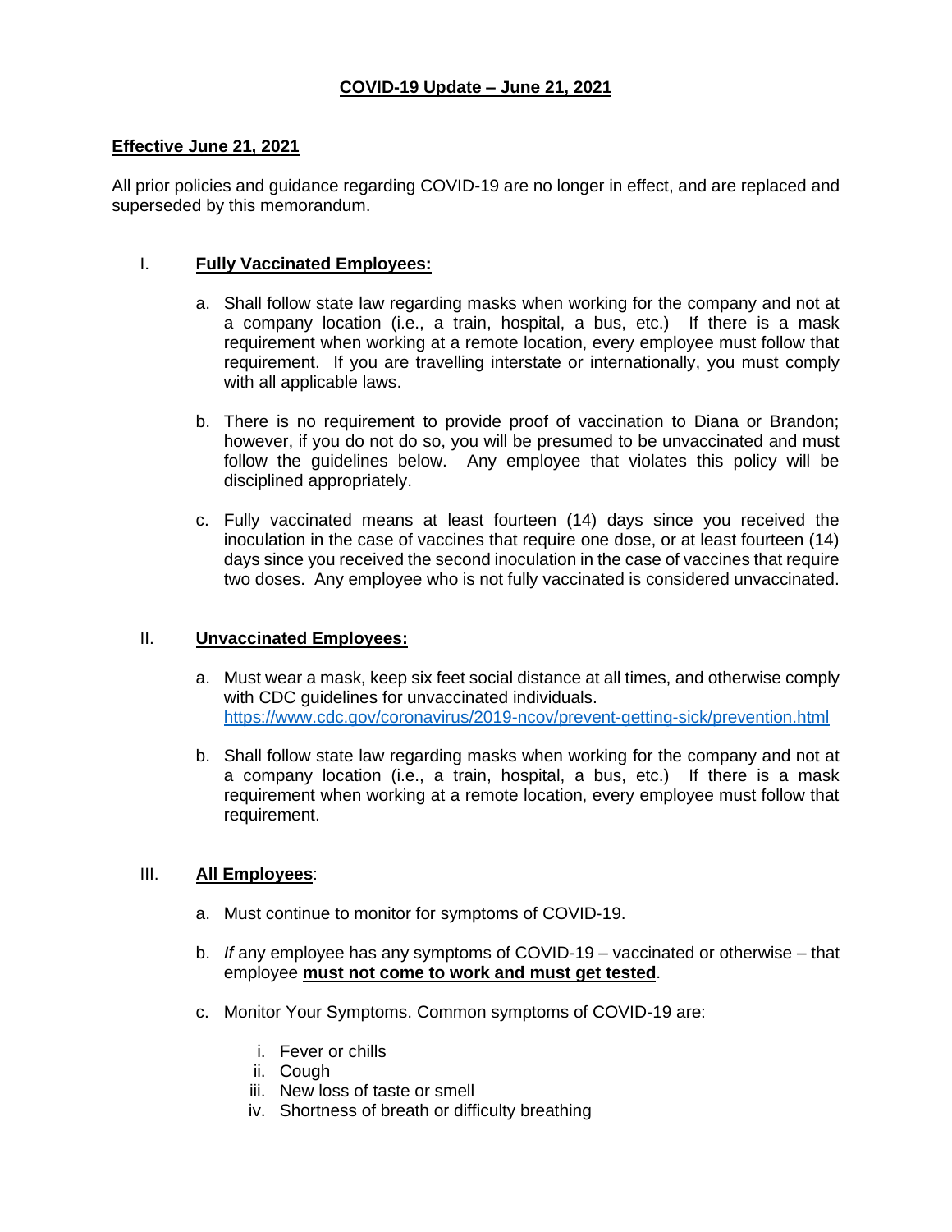# COVID-19 Update – June 21, 2021

**Effective June 21, 2021**

All prior policies and guidance regarding COVID-19 are no longer in effect, and are replaced and superseded by this memorandum.

## I. Fully Vaccinated Employees:

a. Shall follow state law regarding masks when working for the company and not at a company location (i.e., a train, hospital, a bus, etc.) If there is a mask requirement when working at a remote location, every employee must follow that requirement. If you are travelling interstate or internationally, you must comply with all applicable laws.

b. There is no requirement to provide proof of vaccination to Diana or Brandon; however, if you do not do so, you will be presumed to be unvaccinated and must follow the guidelines below. Any employee that violates this policy will be disciplined appropriately.

c. Fully vaccinated means at least fourteen (14) days since you received the inoculation in the case of vaccines that require one dose, or at least fourteen (14) days since you received the second inoculation in the case of vaccines that require two doses. Any employee who is not fully vaccinated is considered unvaccinated.

## II. Unvaccinated Employees:

a. Must wear a mask, keep six feet social distance at all times, and otherwise comply with CDC guidelines for unvaccinated individuals. [https://www.cdc.gov/coronavirus/2019-ncov/prevent-getting-sick/prevention.html](https://www.cdc.gov/coronavirus/2019-ncov/prevent-getting-sick/prevention.html)

b. Shall follow state law regarding masks when working for the company and not at a company location (i.e., a train, hospital, a bus, etc.) If there is a mask requirement when working at a remote location, every employee must follow that requirement.

## III. All Employees:

a. Must continue to monitor for symptoms of COVID-19.

b. *If* any employee has any symptoms of COVID-19 – vaccinated or otherwise – that employee **must not come to work and must get tested**.

c. Monitor Your Symptoms. Common symptoms of COVID-19 are:

   i. Fever or chills
   ii. Cough
   iii. New loss of taste or smell
   iv. Shortness of breath or difficulty breathing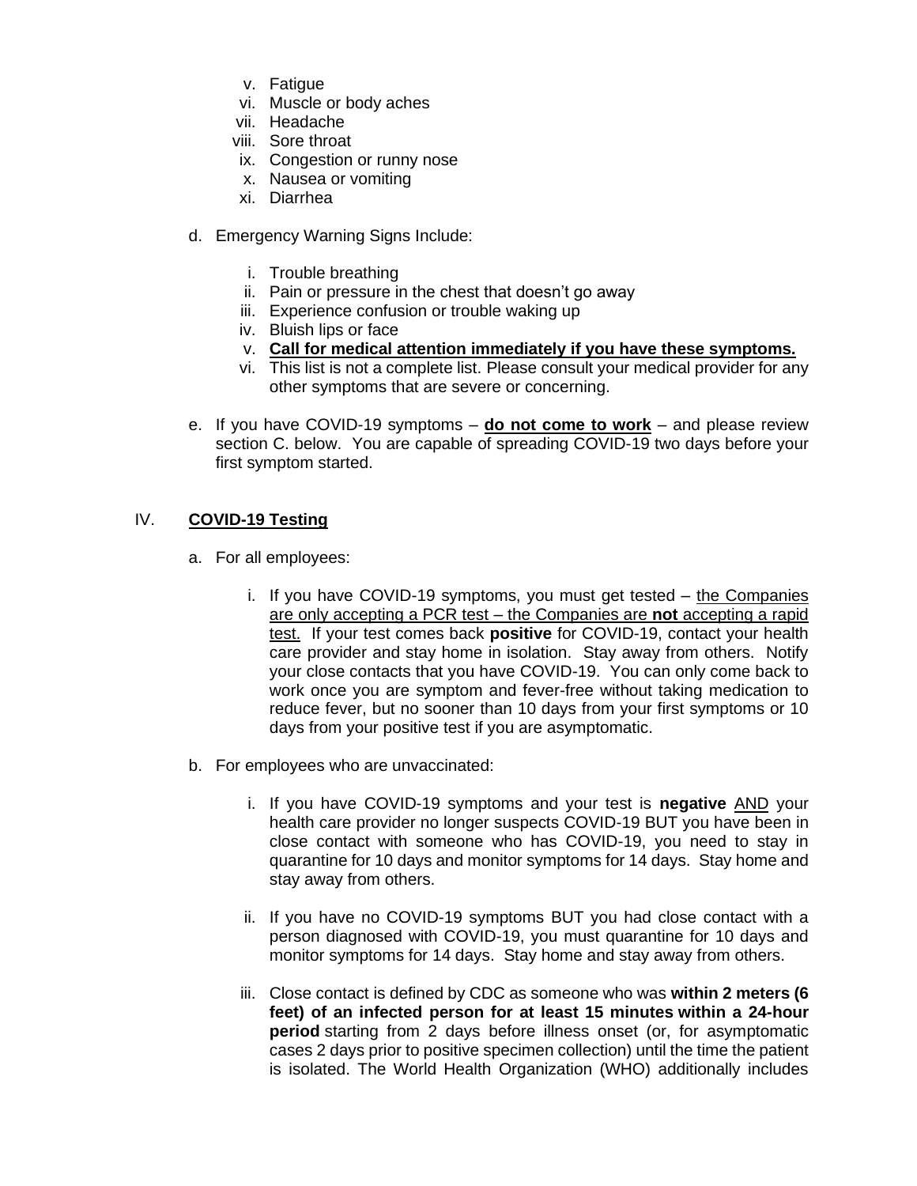v. Fatigue
vi. Muscle or body aches
vii. Headache
viii. Sore throat
ix. Congestion or runny nose
x. Nausea or vomiting
xi. Diarrhea

d. Emergency Warning Signs Include:

i. Trouble breathing
ii. Pain or pressure in the chest that doesn't go away
iii. Experience confusion or trouble waking up
iv. Bluish lips or face
v. **Call for medical attention immediately if you have these symptoms.**
vi. This list is not a complete list. Please consult your medical provider for any other symptoms that are severe or concerning.

e. If you have COVID-19 symptoms – **do not come to work** – and please review section C. below. You are capable of spreading COVID-19 two days before your first symptom started.

## IV. COVID-19 Testing

a. For all employees:

i. If you have COVID-19 symptoms, you must get tested – the Companies are only accepting a PCR test – the Companies are **not** accepting a rapid test. If your test comes back **positive** for COVID-19, contact your health care provider and stay home in isolation. Stay away from others. Notify your close contacts that you have COVID-19. You can only come back to work once you are symptom and fever-free without taking medication to reduce fever, but no sooner than 10 days from your first symptoms or 10 days from your positive test if you are asymptomatic.

b. For employees who are unvaccinated:

i. If you have COVID-19 symptoms and your test is **negative** AND your health care provider no longer suspects COVID-19 BUT you have been in close contact with someone who has COVID-19, you need to stay in quarantine for 10 days and monitor symptoms for 14 days. Stay home and stay away from others.

ii. If you have no COVID-19 symptoms BUT you had close contact with a person diagnosed with COVID-19, you must quarantine for 10 days and monitor symptoms for 14 days. Stay home and stay away from others.

iii. Close contact is defined by CDC as someone who was **within 2 meters (6 feet) of an infected person for at least 15 minutes within a 24-hour period** starting from 2 days before illness onset (or, for asymptomatic cases 2 days prior to positive specimen collection) until the time the patient is isolated. The World Health Organization (WHO) additionally includes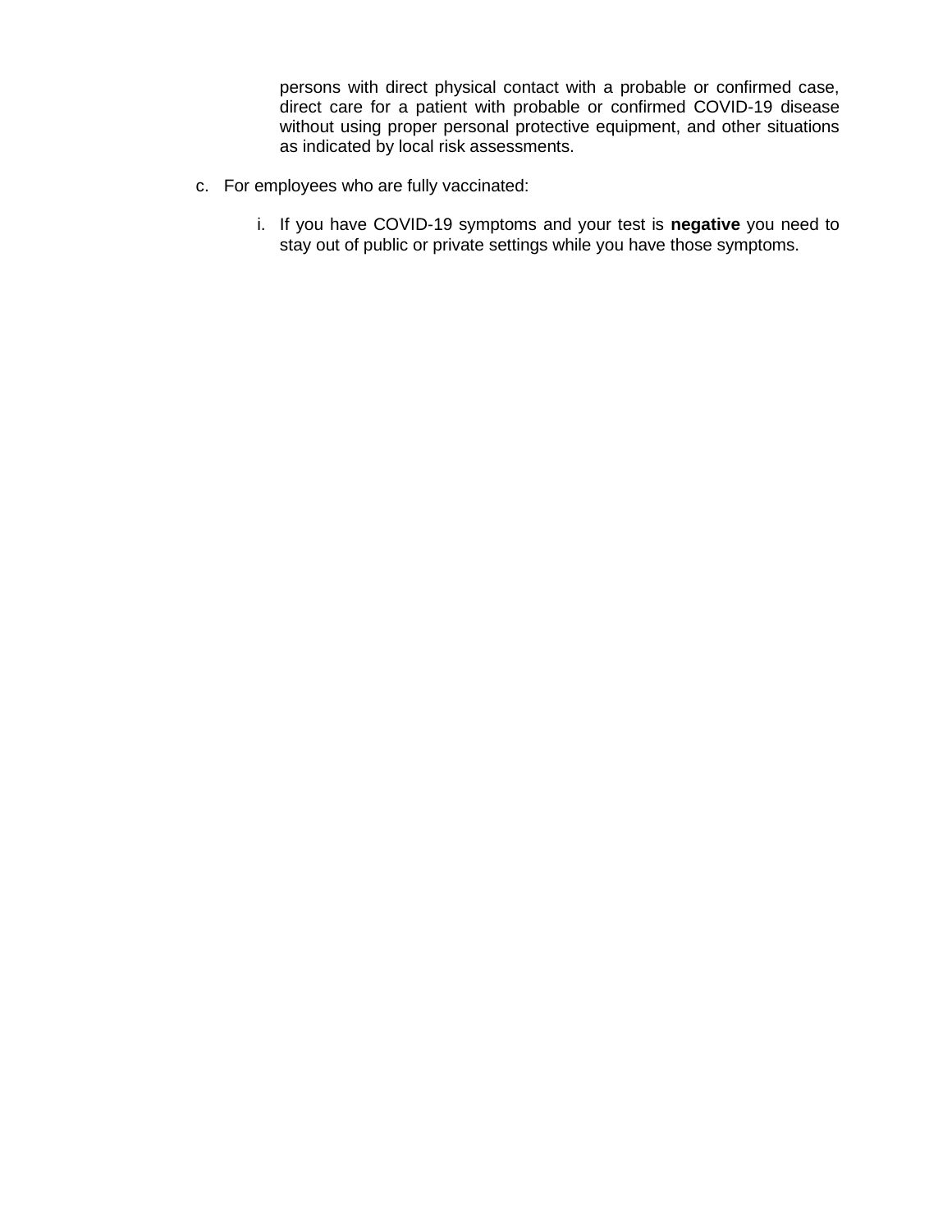persons with direct physical contact with a probable or confirmed case, direct care for a patient with probable or confirmed COVID-19 disease without using proper personal protective equipment, and other situations as indicated by local risk assessments.

c. For employees who are fully vaccinated:

   i. If you have COVID-19 symptoms and your test is **negative** you need to stay out of public or private settings while you have those symptoms.